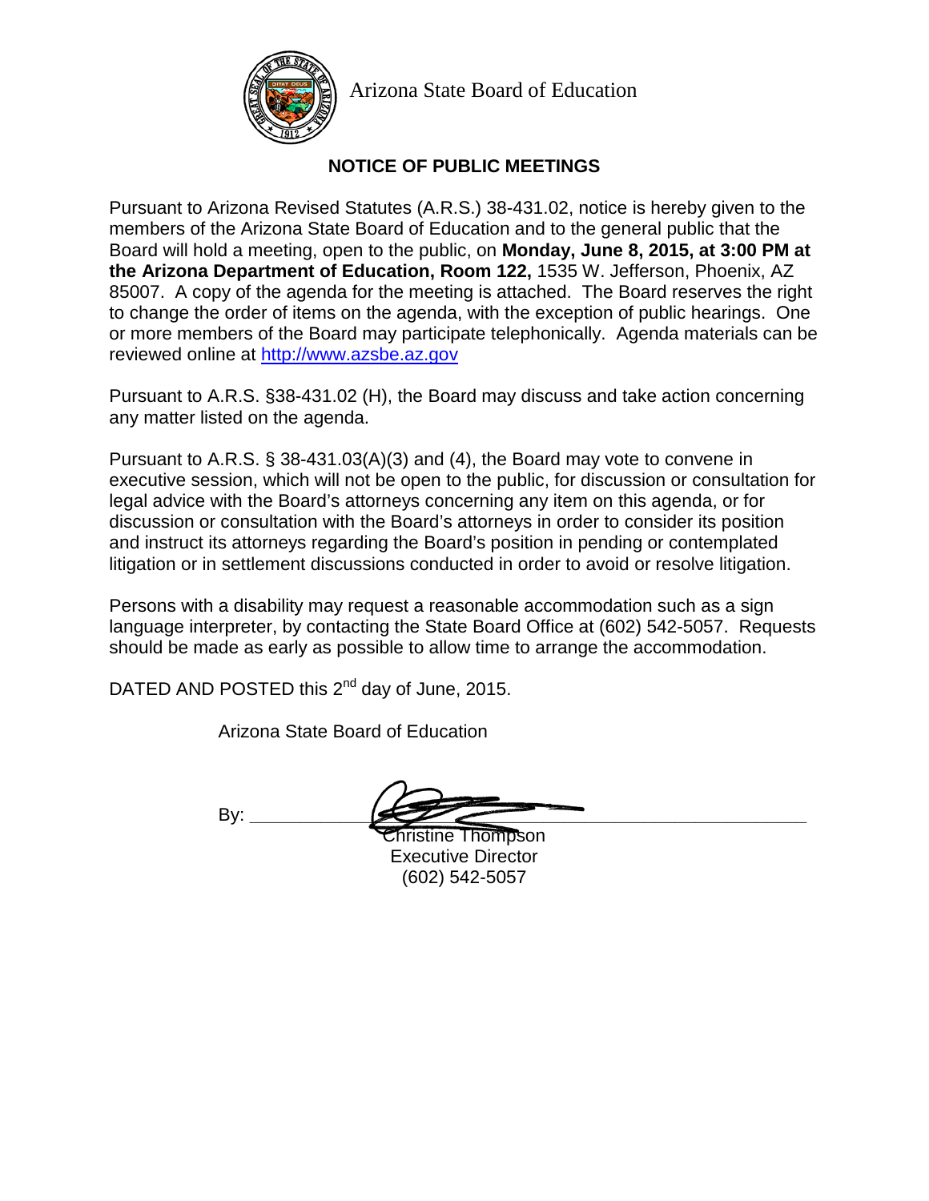Arizona State Board of Education

## NOTICE OF PUBLIC MEETINGS

Pursuant to Arizona Revised Statutes (A.R.S.) 38-431.02, notice is hereby given to the members of the Arizona State Board of Education and to the general public that the Board will hold a meeting, open to the public, on **Monday, June 8, 2015, at 3:00 PM at the Arizona Department of Education, Room 122,** 1535 W. Jefferson, Phoenix, AZ 85007. A copy of the agenda for the meeting is attached. The Board reserves the right to change the order of items on the agenda, with the exception of public hearings. One or more members of the Board may participate telephonically. Agenda materials can be reviewed online at http://www.azsbe.az.gov

Pursuant to A.R.S. §38-431.02 (H), the Board may discuss and take action concerning any matter listed on the agenda.

Pursuant to A.R.S. § 38-431.03(A)(3) and (4), the Board may vote to convene in executive session, which will not be open to the public, for discussion or consultation for legal advice with the Board's attorneys concerning any item on this agenda, or for discussion or consultation with the Board's attorneys in order to consider its position and instruct its attorneys regarding the Board's position in pending or contemplated litigation or in settlement discussions conducted in order to avoid or resolve litigation.

Persons with a disability may request a reasonable accommodation such as a sign language interpreter, by contacting the State Board Office at (602) 542-5057. Requests should be made as early as possible to allow time to arrange the accommodation.

DATED AND POSTED this 2nd day of June, 2015.

Arizona State Board of Education

By: ______________________________

Christine Thompson
Executive Director
(602) 542-5057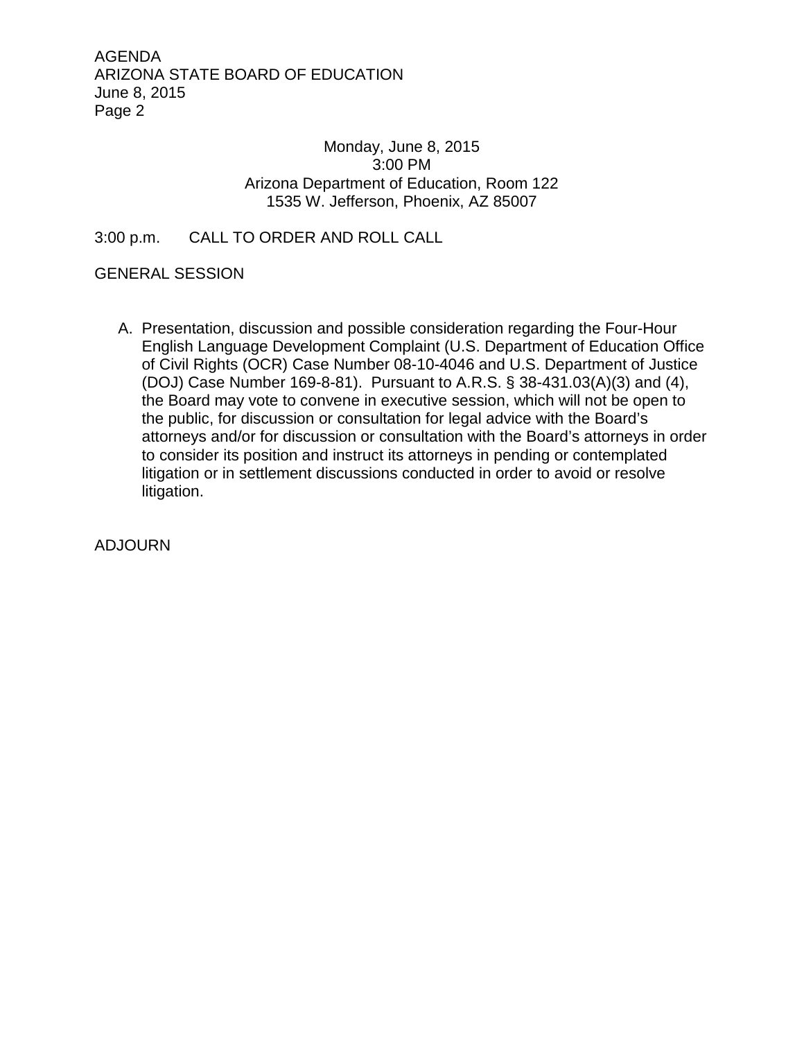Monday, June 8, 2015
3:00 PM
Arizona Department of Education, Room 122
1535 W. Jefferson, Phoenix, AZ 85007

3:00 p.m. CALL TO ORDER AND ROLL CALL

GENERAL SESSION

A. Presentation, discussion and possible consideration regarding the Four-Hour English Language Development Complaint (U.S. Department of Education Office of Civil Rights (OCR) Case Number 08-10-4046 and U.S. Department of Justice (DOJ) Case Number 169-8-81). Pursuant to A.R.S. § 38-431.03(A)(3) and (4), the Board may vote to convene in executive session, which will not be open to the public, for discussion or consultation for legal advice with the Board's attorneys and/or for discussion or consultation with the Board's attorneys in order to consider its position and instruct its attorneys in pending or contemplated litigation or in settlement discussions conducted in order to avoid or resolve litigation.

ADJOURN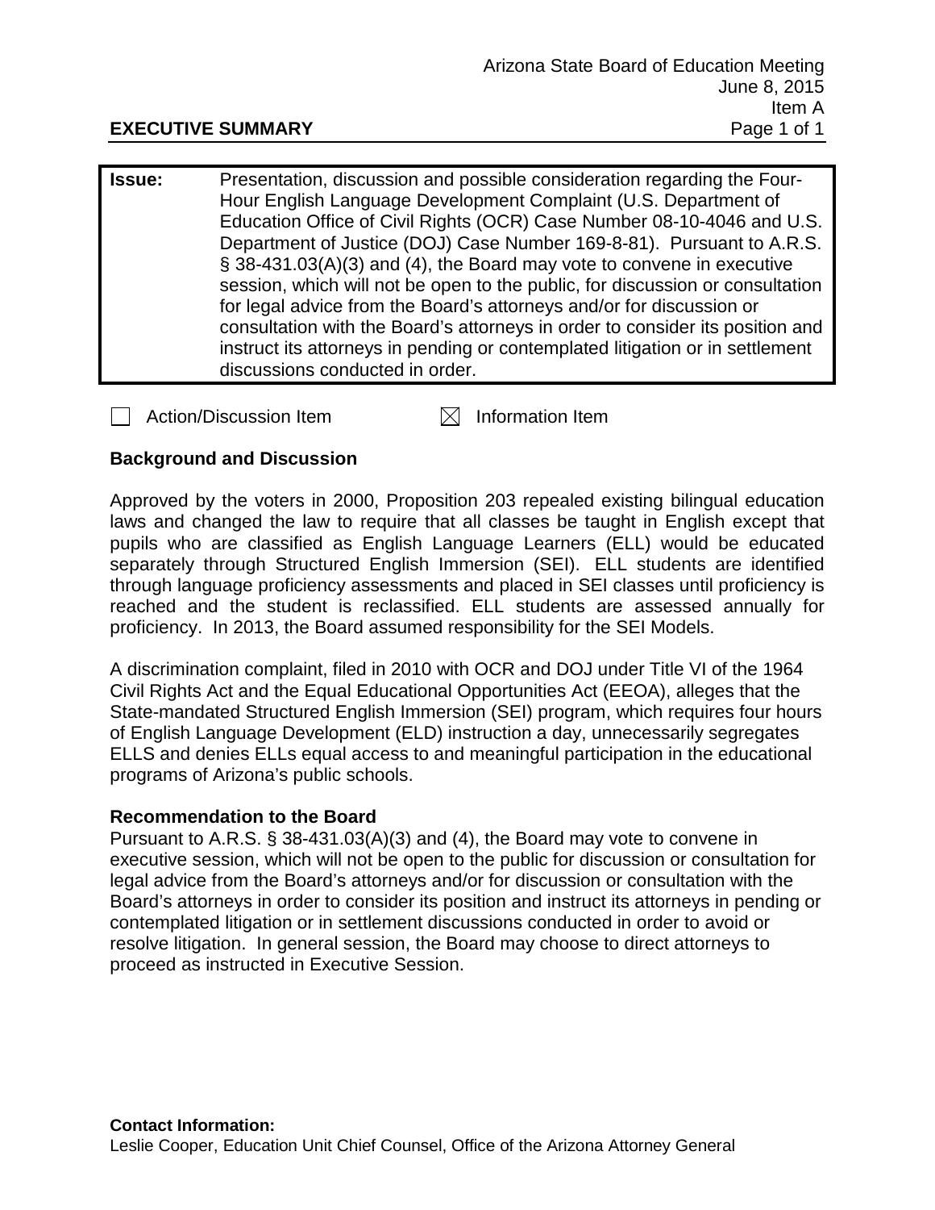Arizona State Board of Education Meeting
June 8, 2015
Item A

**EXECUTIVE SUMMARY**

| | |
|---|---|
| **Issue:** | Presentation, discussion and possible consideration regarding the Four-Hour English Language Development Complaint (U.S. Department of Education Office of Civil Rights (OCR) Case Number 08-10-4046 and U.S. Department of Justice (DOJ) Case Number 169-8-81). Pursuant to A.R.S. § 38-431.03(A)(3) and (4), the Board may vote to convene in executive session, which will not be open to the public, for discussion or consultation for legal advice from the Board's attorneys and/or for discussion or consultation with the Board's attorneys in order to consider its position and instruct its attorneys in pending or contemplated litigation or in settlement discussions conducted in order. |

☐ Action/Discussion Item ☒ Information Item

**Background and Discussion**

Approved by the voters in 2000, Proposition 203 repealed existing bilingual education laws and changed the law to require that all classes be taught in English except that pupils who are classified as English Language Learners (ELL) would be educated separately through Structured English Immersion (SEI). ELL students are identified through language proficiency assessments and placed in SEI classes until proficiency is reached and the student is reclassified. ELL students are assessed annually for proficiency. In 2013, the Board assumed responsibility for the SEI Models.

A discrimination complaint, filed in 2010 with OCR and DOJ under Title VI of the 1964 Civil Rights Act and the Equal Educational Opportunities Act (EEOA), alleges that the State-mandated Structured English Immersion (SEI) program, which requires four hours of English Language Development (ELD) instruction a day, unnecessarily segregates ELLS and denies ELLs equal access to and meaningful participation in the educational programs of Arizona's public schools.

**Recommendation to the Board**

Pursuant to A.R.S. § 38-431.03(A)(3) and (4), the Board may vote to convene in executive session, which will not be open to the public for discussion or consultation for legal advice from the Board's attorneys and/or for discussion or consultation with the Board's attorneys in order to consider its position and instruct its attorneys in pending or contemplated litigation or in settlement discussions conducted in order to avoid or resolve litigation. In general session, the Board may choose to direct attorneys to proceed as instructed in Executive Session.

**Contact Information:**
Leslie Cooper, Education Unit Chief Counsel, Office of the Arizona Attorney General